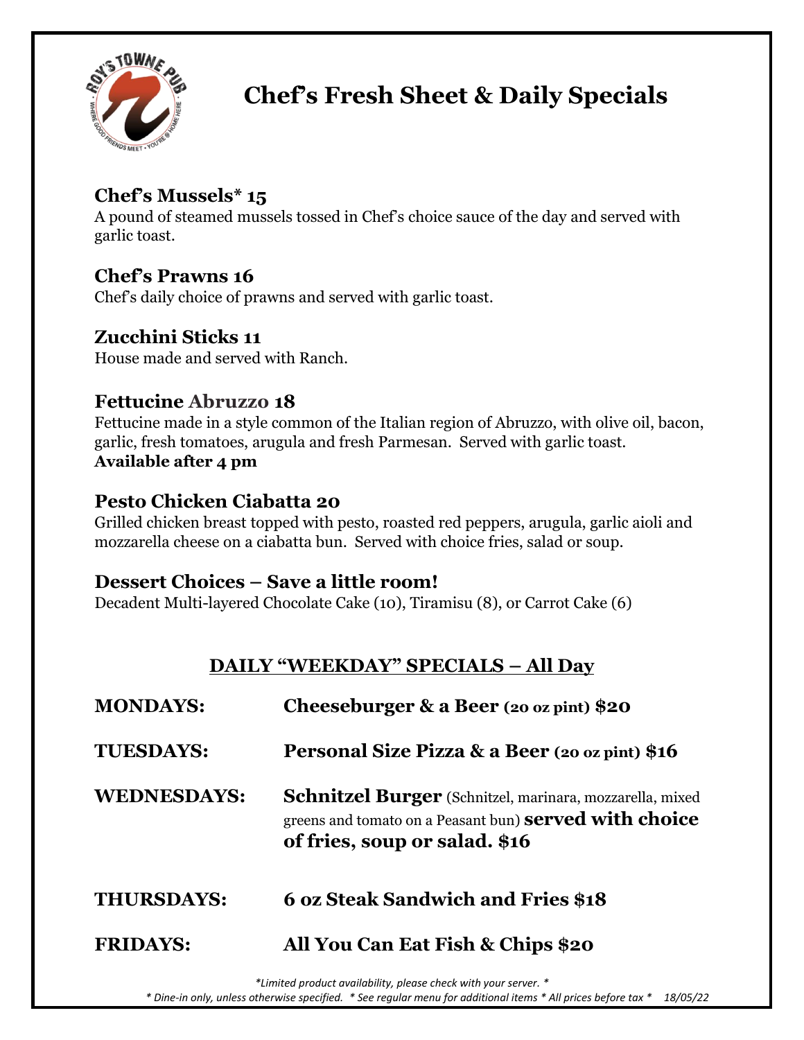# Chef's Fresh Sheet & Daily Specials

### Chef's Mussels* 15

A pound of steamed mussels tossed in Chef's choice sauce of the day and served with garlic toast.

### Chef's Prawns 16

Chef's daily choice of prawns and served with garlic toast.

### Zucchini Sticks 11

House made and served with Ranch.

### Fettucine Abruzzo 18

Fettucine made in a style common of the Italian region of Abruzzo, with olive oil, bacon, garlic, fresh tomatoes, arugula and fresh Parmesan. Served with garlic toast.
**Available after 4 pm**

### Pesto Chicken Ciabatta 20

Grilled chicken breast topped with pesto, roasted red peppers, arugula, garlic aioli and mozzarella cheese on a ciabatta bun. Served with choice fries, salad or soup.

### Dessert Choices – Save a little room!

Decadent Multi-layered Chocolate Cake (10), Tiramisu (8), or Carrot Cake (6)

## DAILY "WEEKDAY" SPECIALS – All Day

**MONDAYS:** **Cheeseburger & a Beer** (20 oz pint) **$20**

**TUESDAYS:** **Personal Size Pizza & a Beer** (20 oz pint) **$16**

**WEDNESDAYS:** **Schnitzel Burger** (Schnitzel, marinara, mozzarella, mixed greens and tomato on a Peasant bun) **served with choice of fries, soup or salad. $16**

**THURSDAYS:** **6 oz Steak Sandwich and Fries $18**

**FRIDAYS:** **All You Can Eat Fish & Chips $20**

*\*Limited product availability, please check with your server. \**
*\* Dine-in only, unless otherwise specified. \* See regular menu for additional items \* All prices before tax \* 18/05/22*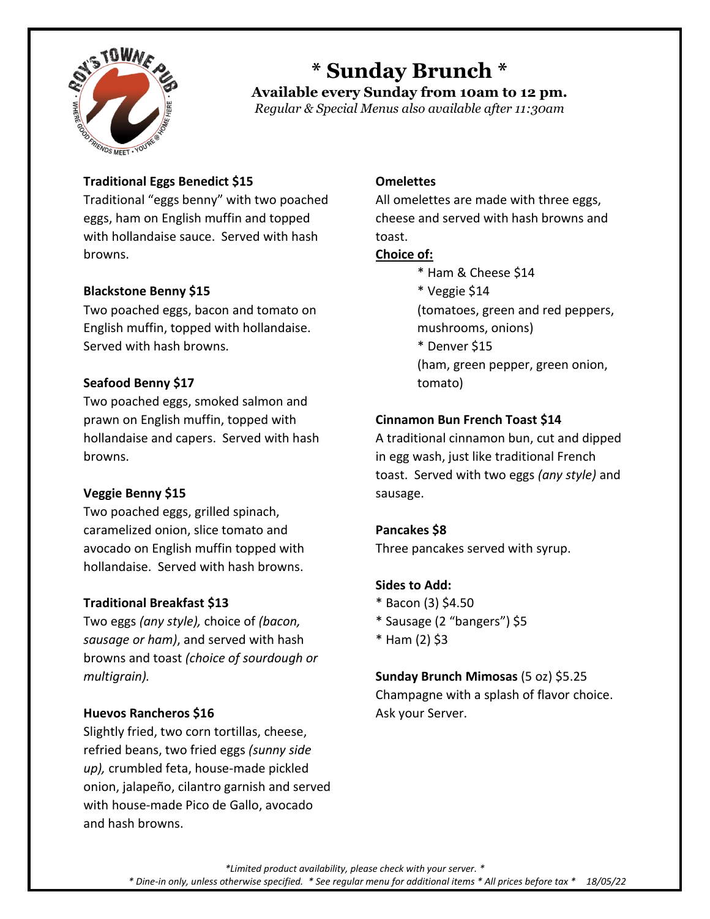# * Sunday Brunch *

**Available every Sunday from 10am to 12 pm.**

*Regular & Special Menus also available after 11:30am*

**Traditional Eggs Benedict $15**
Traditional "eggs benny" with two poached eggs, ham on English muffin and topped with hollandaise sauce. Served with hash browns.

**Blackstone Benny $15**
Two poached eggs, bacon and tomato on English muffin, topped with hollandaise. Served with hash browns.

**Seafood Benny $17**
Two poached eggs, smoked salmon and prawn on English muffin, topped with hollandaise and capers. Served with hash browns.

**Veggie Benny $15**
Two poached eggs, grilled spinach, caramelized onion, slice tomato and avocado on English muffin topped with hollandaise. Served with hash browns.

**Traditional Breakfast $13**
Two eggs *(any style),* choice of *(bacon, sausage or ham)*, and served with hash browns and toast *(choice of sourdough or multigrain).*

**Huevos Rancheros $16**
Slightly fried, two corn tortillas, cheese, refried beans, two fried eggs *(sunny side up),* crumbled feta, house-made pickled onion, jalapeño, cilantro garnish and served with house-made Pico de Gallo, avocado and hash browns.

**Omelettes**
All omelettes are made with three eggs, cheese and served with hash browns and toast.

**Choice of:**

* Ham & Cheese $14
* Veggie $14
(tomatoes, green and red peppers, mushrooms, onions)
* Denver $15
(ham, green pepper, green onion, tomato)

**Cinnamon Bun French Toast $14**
A traditional cinnamon bun, cut and dipped in egg wash, just like traditional French toast. Served with two eggs *(any style)* and sausage.

**Pancakes $8**
Three pancakes served with syrup.

**Sides to Add:**

* Bacon (3) $4.50
* Sausage (2 "bangers") $5
* Ham (2) $3

**Sunday Brunch Mimosas** (5 oz) $5.25
Champagne with a splash of flavor choice. Ask your Server.

*\*Limited product availability, please check with your server. \**

*\* Dine-in only, unless otherwise specified. \* See regular menu for additional items \* All prices before tax \** *18/05/22*